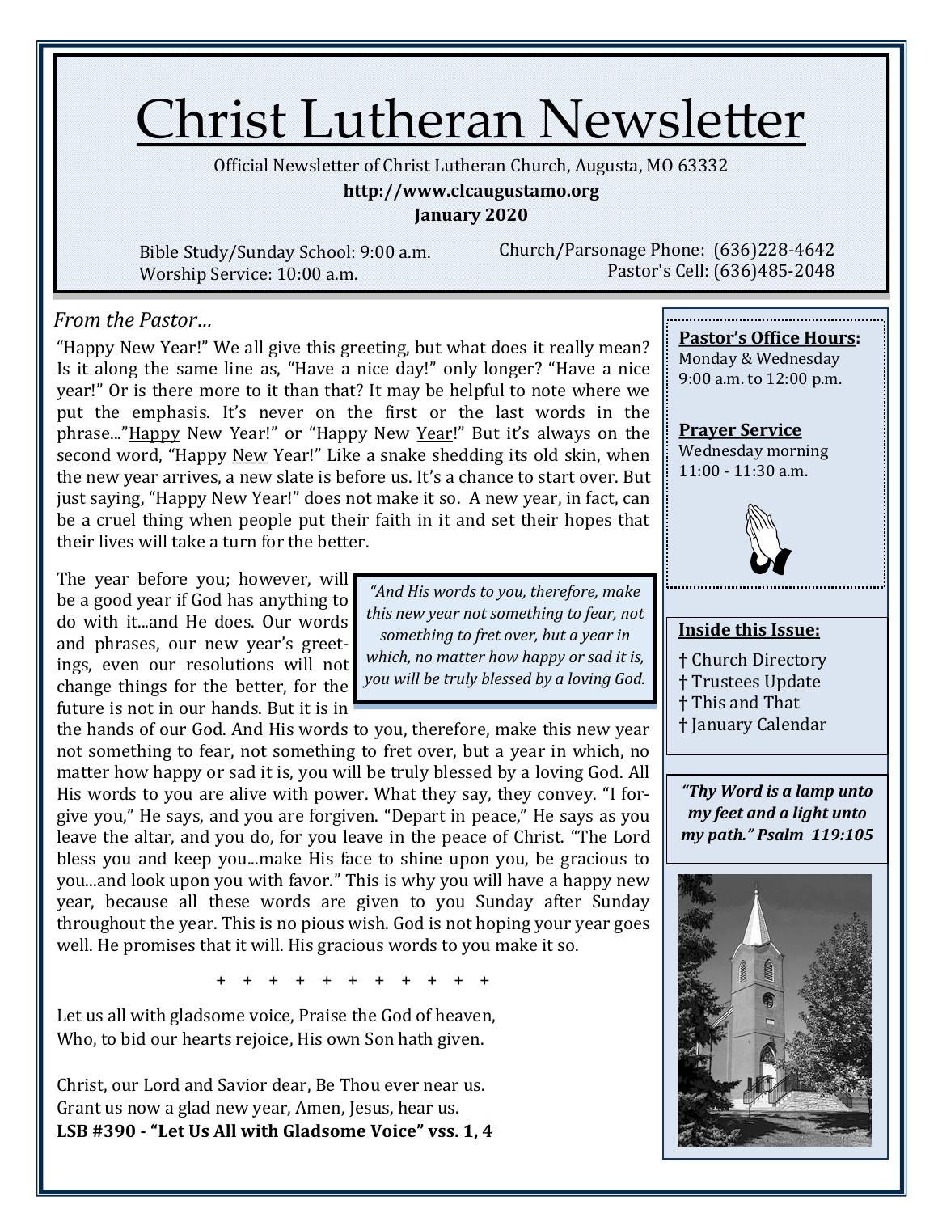# Christ Lutheran Newsletter

Official Newsletter of Christ Lutheran Church, Augusta, MO 63332

**http://www.clcaugustamo.org**

**January 2020**

Bible Study/Sunday School: 9:00 a.m.
Worship Service: 10:00 a.m.

Church/Parsonage Phone: (636)228-4642
Pastor's Cell: (636)485-2048

## *From the Pastor…*

"Happy New Year!" We all give this greeting, but what does it really mean? Is it along the same line as, "Have a nice day!" only longer? "Have a nice year!" Or is there more to it than that? It may be helpful to note where we put the emphasis. It's never on the first or the last words in the phrase..."Happy New Year!" or "Happy New Year!" But it's always on the second word, "Happy New Year!" Like a snake shedding its old skin, when the new year arrives, a new slate is before us. It's a chance to start over. But just saying, "Happy New Year!" does not make it so. A new year, in fact, can be a cruel thing when people put their faith in it and set their hopes that their lives will take a turn for the better.

The year before you; however, will be a good year if God has anything to do with it...and He does. Our words and phrases, our new year's greetings, even our resolutions will not change things for the better, for the future is not in our hands. But it is in the hands of our God. And His words to you, therefore, make this new year not something to fear, not something to fret over, but a year in which, no matter how happy or sad it is, you will be truly blessed by a loving God. All His words to you are alive with power. What they say, they convey. "I forgive you," He says, and you are forgiven. "Depart in peace," He says as you leave the altar, and you do, for you leave in the peace of Christ. "The Lord bless you and keep you...make His face to shine upon you, be gracious to you...and look upon you with favor." This is why you will have a happy new year, because all these words are given to you Sunday after Sunday throughout the year. This is no pious wish. God is not hoping your year goes well. He promises that it will. His gracious words to you make it so.

> *"And His words to you, therefore, make this new year not something to fear, not something to fret over, but a year in which, no matter how happy or sad it is, you will be truly blessed by a loving God.*

\+ + + + + + + + + + +

Let us all with gladsome voice, Praise the God of heaven,
Who, to bid our hearts rejoice, His own Son hath given.

Christ, our Lord and Savior dear, Be Thou ever near us.
Grant us now a glad new year, Amen, Jesus, hear us.
**LSB #390 - "Let Us All with Gladsome Voice" vss. 1, 4**

**Pastor's Office Hours:**
Monday & Wednesday
9:00 a.m. to 12:00 p.m.

**Prayer Service**
Wednesday morning
11:00 - 11:30 a.m.

**Inside this Issue:**

- † Church Directory
- † Trustees Update
- † This and That
- † January Calendar

***"Thy Word is a lamp unto my feet and a light unto my path." Psalm 119:105***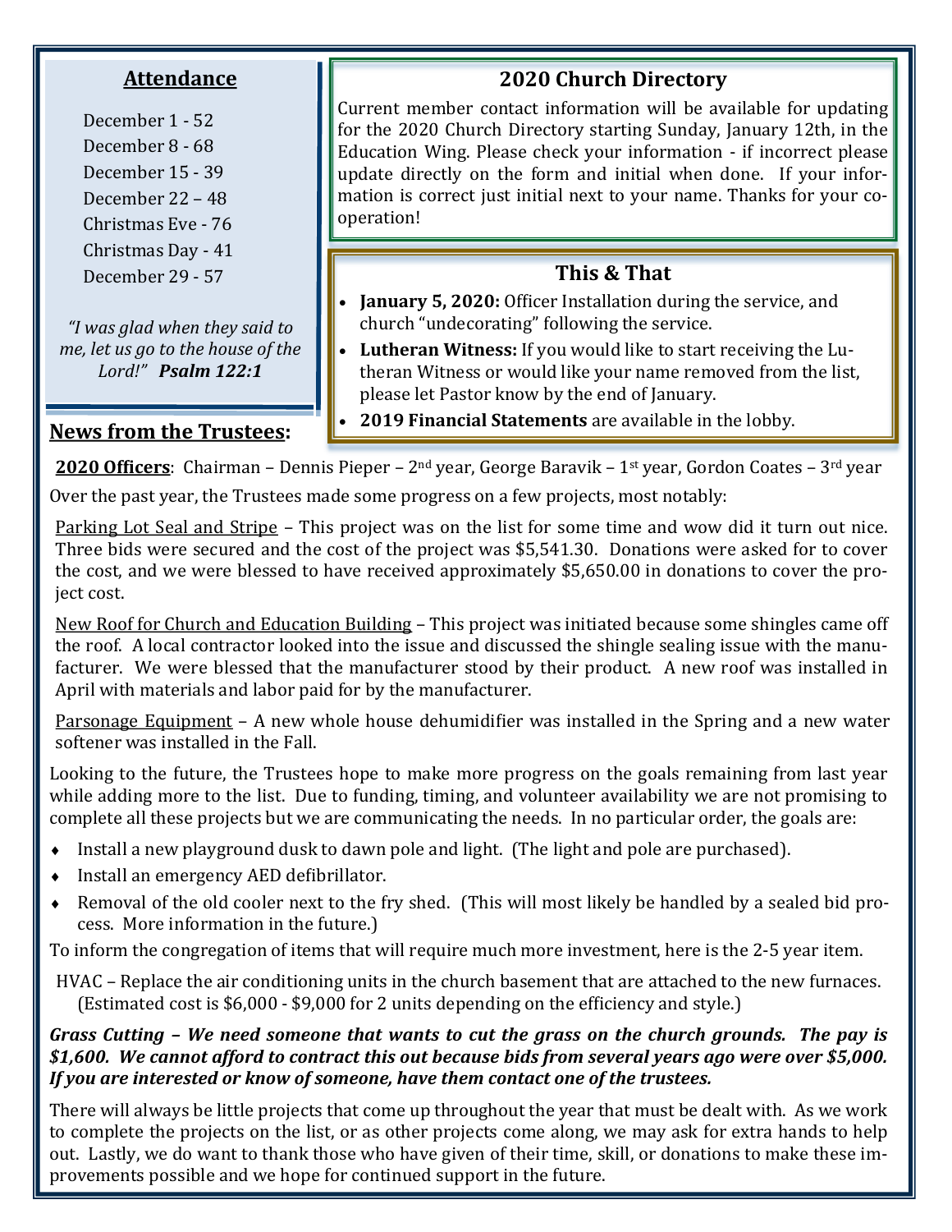## Attendance

December 1 - 52
December 8 - 68
December 15 - 39
December 22 – 48
Christmas Eve - 76
Christmas Day - 41
December 29 - 57

*"I was glad when they said to me, let us go to the house of the Lord!"* ***Psalm 122:1***

## 2020 Church Directory

Current member contact information will be available for updating for the 2020 Church Directory starting Sunday, January 12th, in the Education Wing. Please check your information - if incorrect please update directly on the form and initial when done. If your information is correct just initial next to your name. Thanks for your cooperation!

## This & That

- **January 5, 2020:** Officer Installation during the service, and church "undecorating" following the service.
- **Lutheran Witness:** If you would like to start receiving the Lutheran Witness or would like your name removed from the list, please let Pastor know by the end of January.
- **2019 Financial Statements** are available in the lobby.

## News from the Trustees:

**2020 Officers**: Chairman – Dennis Pieper – 2nd year, George Baravik – 1st year, Gordon Coates – 3rd year

Over the past year, the Trustees made some progress on a few projects, most notably:

Parking Lot Seal and Stripe – This project was on the list for some time and wow did it turn out nice. Three bids were secured and the cost of the project was $5,541.30. Donations were asked for to cover the cost, and we were blessed to have received approximately $5,650.00 in donations to cover the project cost.

New Roof for Church and Education Building – This project was initiated because some shingles came off the roof. A local contractor looked into the issue and discussed the shingle sealing issue with the manufacturer. We were blessed that the manufacturer stood by their product. A new roof was installed in April with materials and labor paid for by the manufacturer.

Parsonage Equipment – A new whole house dehumidifier was installed in the Spring and a new water softener was installed in the Fall.

Looking to the future, the Trustees hope to make more progress on the goals remaining from last year while adding more to the list. Due to funding, timing, and volunteer availability we are not promising to complete all these projects but we are communicating the needs. In no particular order, the goals are:

- Install a new playground dusk to dawn pole and light. (The light and pole are purchased).
- Install an emergency AED defibrillator.
- Removal of the old cooler next to the fry shed. (This will most likely be handled by a sealed bid process. More information in the future.)

To inform the congregation of items that will require much more investment, here is the 2-5 year item.

HVAC – Replace the air conditioning units in the church basement that are attached to the new furnaces. (Estimated cost is $6,000 - $9,000 for 2 units depending on the efficiency and style.)

***Grass Cutting – We need someone that wants to cut the grass on the church grounds. The pay is $1,600. We cannot afford to contract this out because bids from several years ago were over $5,000. If you are interested or know of someone, have them contact one of the trustees.***

There will always be little projects that come up throughout the year that must be dealt with. As we work to complete the projects on the list, or as other projects come along, we may ask for extra hands to help out. Lastly, we do want to thank those who have given of their time, skill, or donations to make these improvements possible and we hope for continued support in the future.